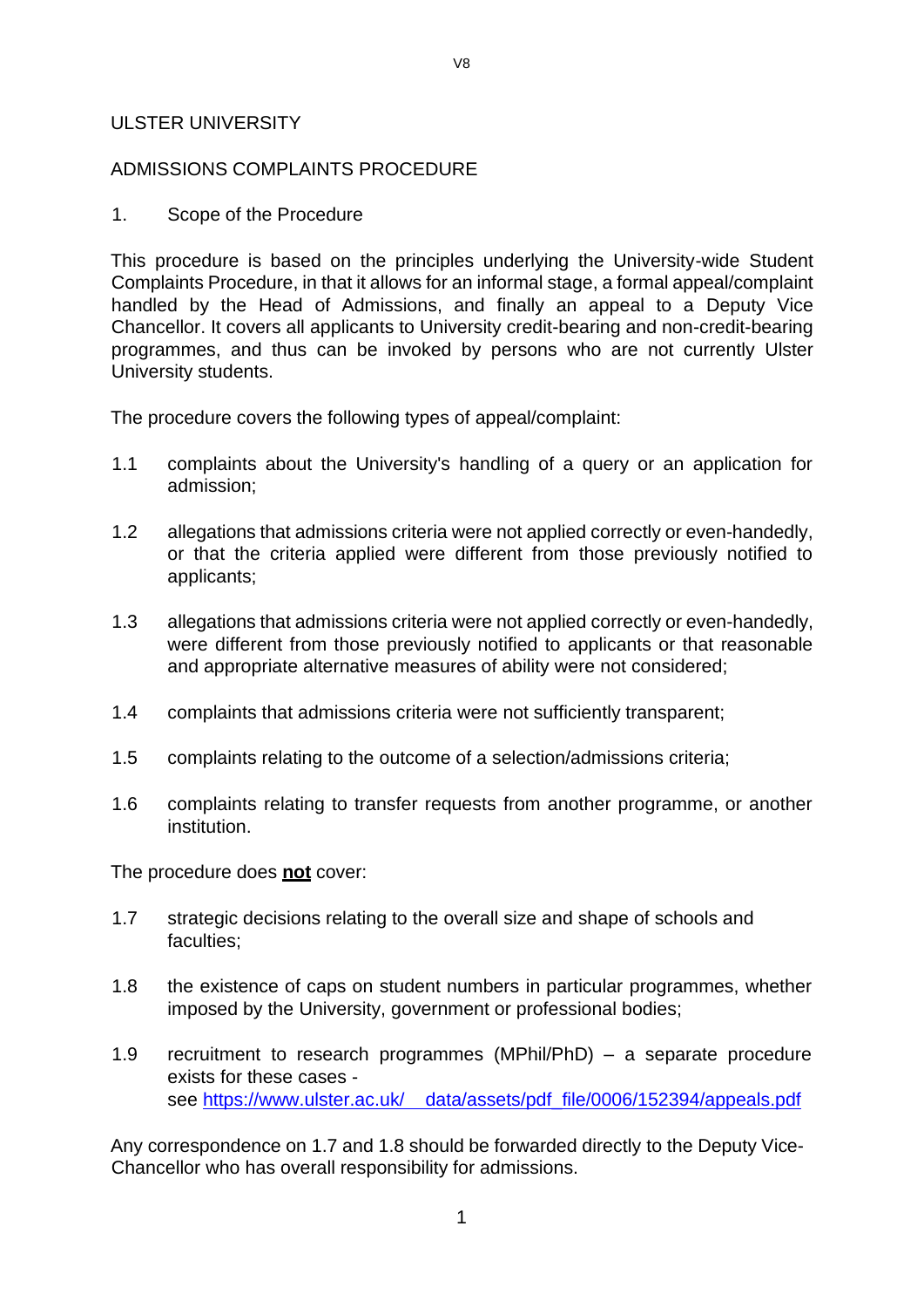# ULSTER UNIVERSITY

## ADMISSIONS COMPLAINTS PROCEDURE

### 1. Scope of the Procedure

This procedure is based on the principles underlying the University-wide Student Complaints Procedure, in that it allows for an informal stage, a formal appeal/complaint handled by the Head of Admissions, and finally an appeal to a Deputy Vice Chancellor. It covers all applicants to University credit-bearing and non-credit-bearing programmes, and thus can be invoked by persons who are not currently Ulster University students.

The procedure covers the following types of appeal/complaint:

1.1 complaints about the University's handling of a query or an application for admission;

1.2 allegations that admissions criteria were not applied correctly or even-handedly, or that the criteria applied were different from those previously notified to applicants;

1.3 allegations that admissions criteria were not applied correctly or even-handedly, were different from those previously notified to applicants or that reasonable and appropriate alternative measures of ability were not considered;

1.4 complaints that admissions criteria were not sufficiently transparent;

1.5 complaints relating to the outcome of a selection/admissions criteria;

1.6 complaints relating to transfer requests from another programme, or another institution.

The procedure does **not** cover:

1.7 strategic decisions relating to the overall size and shape of schools and faculties;

1.8 the existence of caps on student numbers in particular programmes, whether imposed by the University, government or professional bodies;

1.9 recruitment to research programmes (MPhil/PhD) – a separate procedure exists for these cases - see https://www.ulster.ac.uk/__data/assets/pdf_file/0006/152394/appeals.pdf

Any correspondence on 1.7 and 1.8 should be forwarded directly to the Deputy Vice-Chancellor who has overall responsibility for admissions.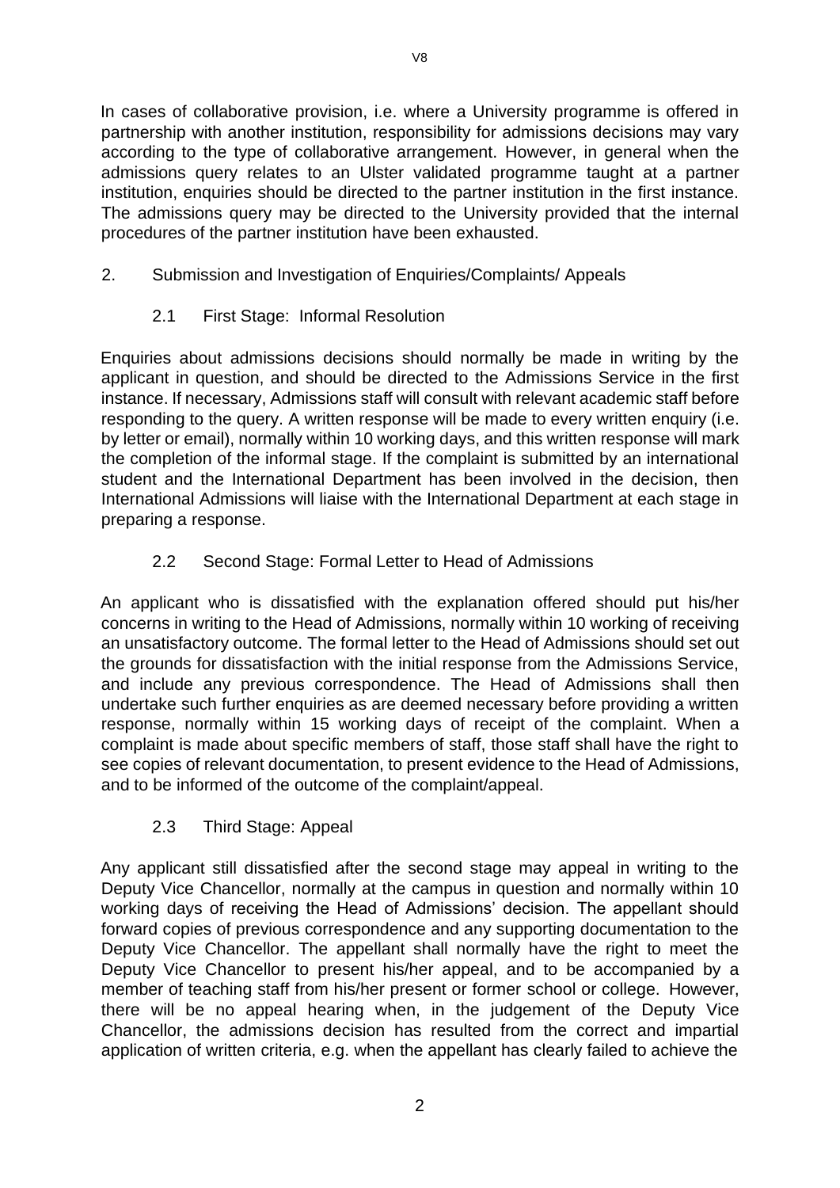In cases of collaborative provision, i.e. where a University programme is offered in partnership with another institution, responsibility for admissions decisions may vary according to the type of collaborative arrangement. However, in general when the admissions query relates to an Ulster validated programme taught at a partner institution, enquiries should be directed to the partner institution in the first instance. The admissions query may be directed to the University provided that the internal procedures of the partner institution have been exhausted.

## 2. Submission and Investigation of Enquiries/Complaints/ Appeals

### 2.1 First Stage: Informal Resolution

Enquiries about admissions decisions should normally be made in writing by the applicant in question, and should be directed to the Admissions Service in the first instance. If necessary, Admissions staff will consult with relevant academic staff before responding to the query. A written response will be made to every written enquiry (i.e. by letter or email), normally within 10 working days, and this written response will mark the completion of the informal stage. If the complaint is submitted by an international student and the International Department has been involved in the decision, then International Admissions will liaise with the International Department at each stage in preparing a response.

### 2.2 Second Stage: Formal Letter to Head of Admissions

An applicant who is dissatisfied with the explanation offered should put his/her concerns in writing to the Head of Admissions, normally within 10 working of receiving an unsatisfactory outcome. The formal letter to the Head of Admissions should set out the grounds for dissatisfaction with the initial response from the Admissions Service, and include any previous correspondence. The Head of Admissions shall then undertake such further enquiries as are deemed necessary before providing a written response, normally within 15 working days of receipt of the complaint. When a complaint is made about specific members of staff, those staff shall have the right to see copies of relevant documentation, to present evidence to the Head of Admissions, and to be informed of the outcome of the complaint/appeal.

### 2.3 Third Stage: Appeal

Any applicant still dissatisfied after the second stage may appeal in writing to the Deputy Vice Chancellor, normally at the campus in question and normally within 10 working days of receiving the Head of Admissions' decision. The appellant should forward copies of previous correspondence and any supporting documentation to the Deputy Vice Chancellor. The appellant shall normally have the right to meet the Deputy Vice Chancellor to present his/her appeal, and to be accompanied by a member of teaching staff from his/her present or former school or college. However, there will be no appeal hearing when, in the judgement of the Deputy Vice Chancellor, the admissions decision has resulted from the correct and impartial application of written criteria, e.g. when the appellant has clearly failed to achieve the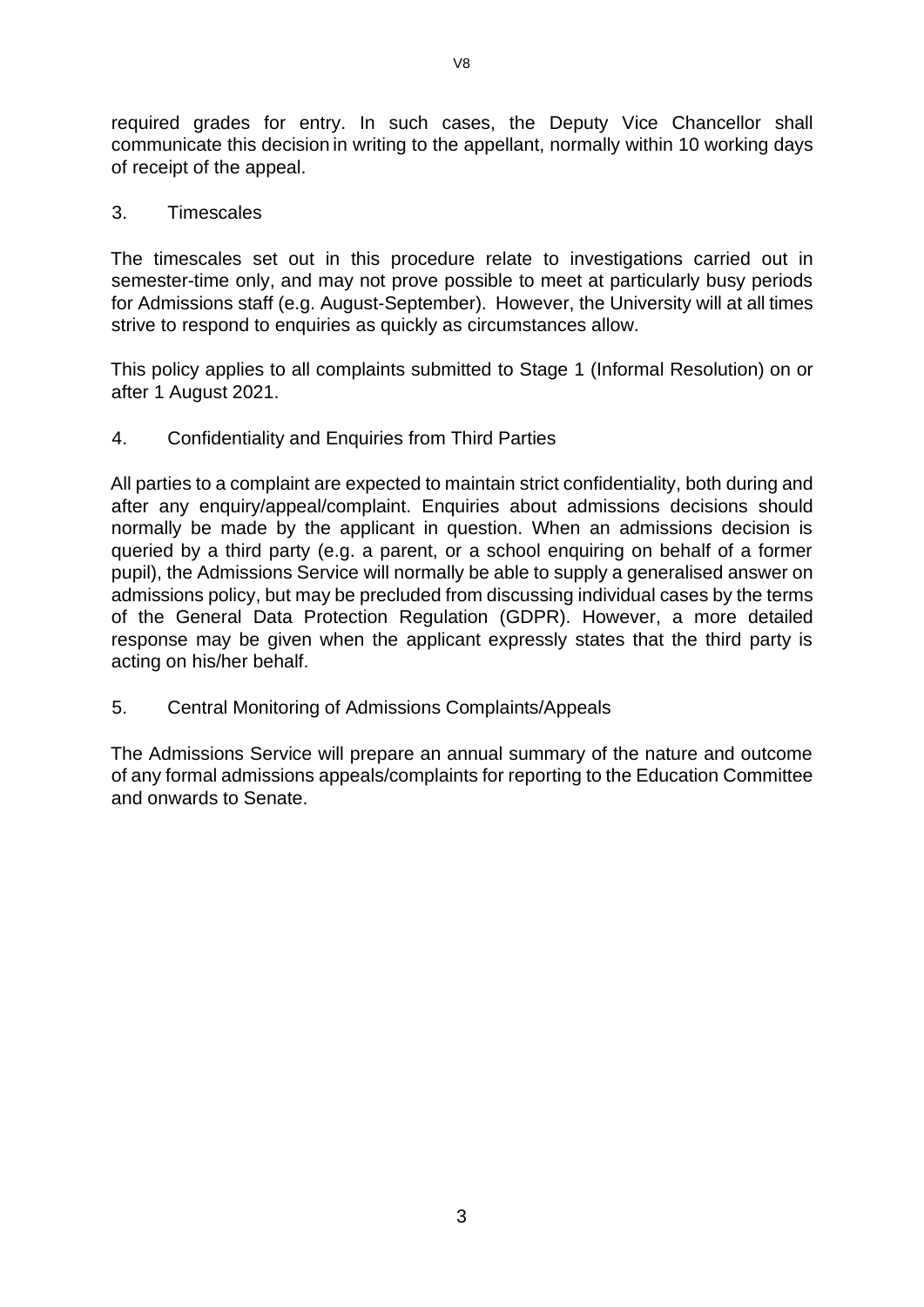required grades for entry. In such cases, the Deputy Vice Chancellor shall communicate this decision in writing to the appellant, normally within 10 working days of receipt of the appeal.

## 3. Timescales

The timescales set out in this procedure relate to investigations carried out in semester-time only, and may not prove possible to meet at particularly busy periods for Admissions staff (e.g. August-September). However, the University will at all times strive to respond to enquiries as quickly as circumstances allow.

This policy applies to all complaints submitted to Stage 1 (Informal Resolution) on or after 1 August 2021.

## 4. Confidentiality and Enquiries from Third Parties

All parties to a complaint are expected to maintain strict confidentiality, both during and after any enquiry/appeal/complaint. Enquiries about admissions decisions should normally be made by the applicant in question. When an admissions decision is queried by a third party (e.g. a parent, or a school enquiring on behalf of a former pupil), the Admissions Service will normally be able to supply a generalised answer on admissions policy, but may be precluded from discussing individual cases by the terms of the General Data Protection Regulation (GDPR). However, a more detailed response may be given when the applicant expressly states that the third party is acting on his/her behalf.

## 5. Central Monitoring of Admissions Complaints/Appeals

The Admissions Service will prepare an annual summary of the nature and outcome of any formal admissions appeals/complaints for reporting to the Education Committee and onwards to Senate.